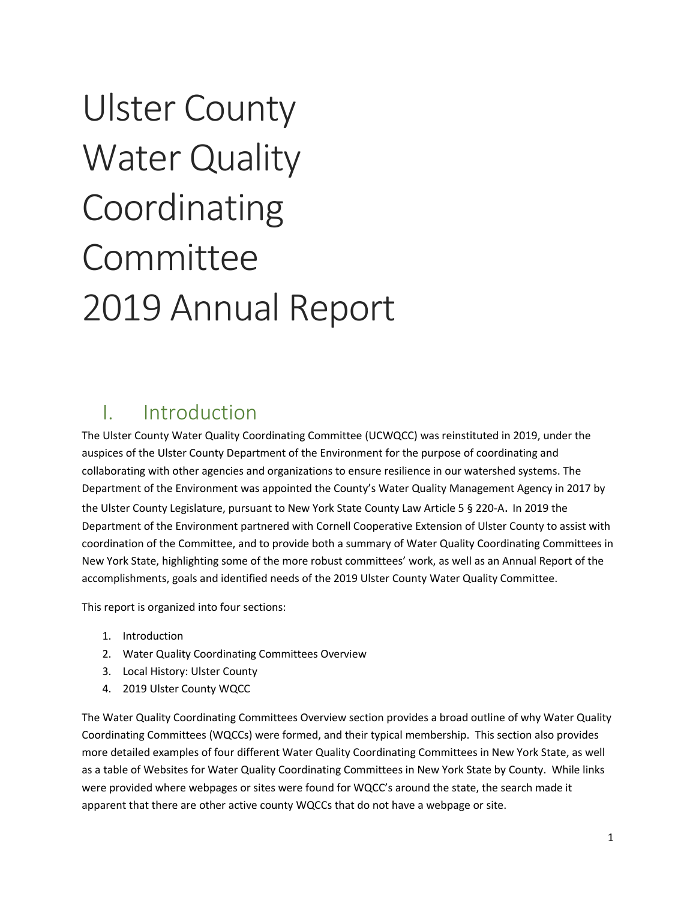# Ulster County Water Quality Coordinating Committee 2019 Annual Report

## I. Introduction

The Ulster County Water Quality Coordinating Committee (UCWQCC) was reinstituted in 2019, under the auspices of the Ulster County Department of the Environment for the purpose of coordinating and collaborating with other agencies and organizations to ensure resilience in our watershed systems. The Department of the Environment was appointed the County's Water Quality Management Agency in 2017 by the Ulster County Legislature, pursuant to New York State County Law Article 5 § 220-A. In 2019 the Department of the Environment partnered with Cornell Cooperative Extension of Ulster County to assist with coordination of the Committee, and to provide both a summary of Water Quality Coordinating Committees in New York State, highlighting some of the more robust committees' work, as well as an Annual Report of the accomplishments, goals and identified needs of the 2019 Ulster County Water Quality Committee.

This report is organized into four sections:

1. Introduction
2. Water Quality Coordinating Committees Overview
3. Local History: Ulster County
4. 2019 Ulster County WQCC

The Water Quality Coordinating Committees Overview section provides a broad outline of why Water Quality Coordinating Committees (WQCCs) were formed, and their typical membership. This section also provides more detailed examples of four different Water Quality Coordinating Committees in New York State, as well as a table of Websites for Water Quality Coordinating Committees in New York State by County. While links were provided where webpages or sites were found for WQCC's around the state, the search made it apparent that there are other active county WQCCs that do not have a webpage or site.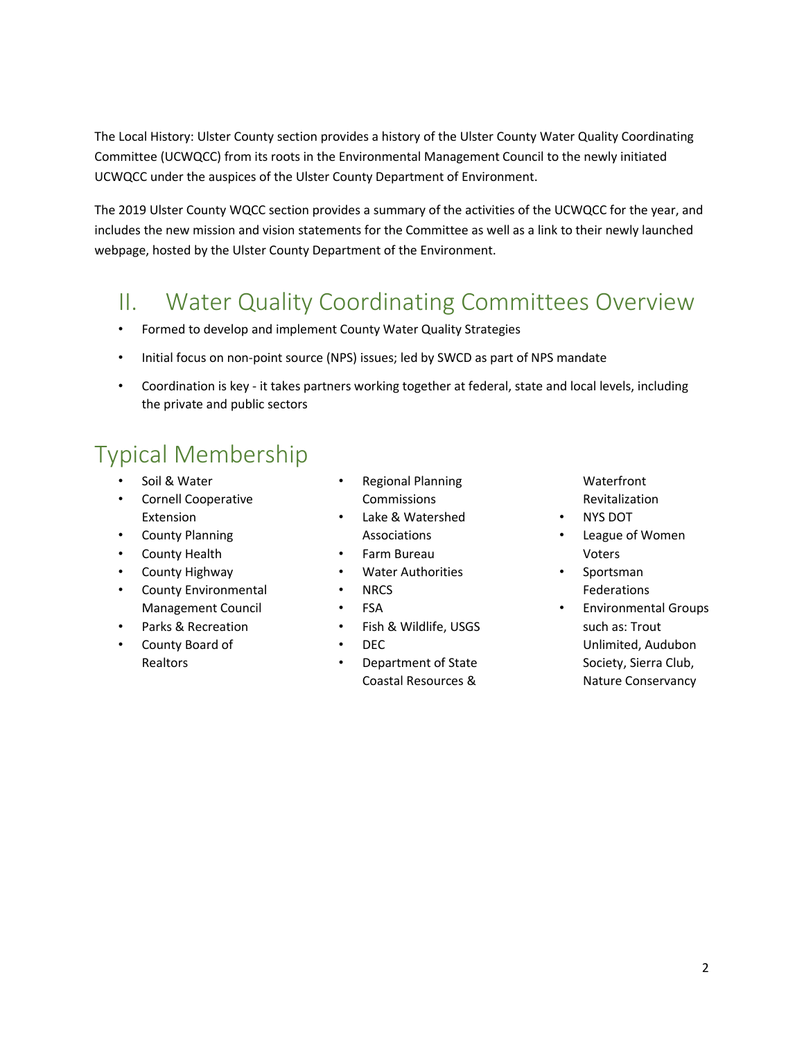The Local History: Ulster County section provides a history of the Ulster County Water Quality Coordinating Committee (UCWQCC) from its roots in the Environmental Management Council to the newly initiated UCWQCC under the auspices of the Ulster County Department of Environment.

The 2019 Ulster County WQCC section provides a summary of the activities of the UCWQCC for the year, and includes the new mission and vision statements for the Committee as well as a link to their newly launched webpage, hosted by the Ulster County Department of the Environment.

## II. Water Quality Coordinating Committees Overview

- Formed to develop and implement County Water Quality Strategies
- Initial focus on non-point source (NPS) issues; led by SWCD as part of NPS mandate
- Coordination is key - it takes partners working together at federal, state and local levels, including the private and public sectors

## Typical Membership

- Soil & Water
- Cornell Cooperative Extension
- County Planning
- County Health
- County Highway
- County Environmental Management Council
- Parks & Recreation
- County Board of Realtors
- Regional Planning Commissions
- Lake & Watershed Associations
- Farm Bureau
- Water Authorities
- NRCS
- FSA
- Fish & Wildlife, USGS
- DEC
- Department of State Coastal Resources & Waterfront Revitalization
- NYS DOT
- League of Women Voters
- Sportsman Federations
- Environmental Groups such as: Trout Unlimited, Audubon Society, Sierra Club, Nature Conservancy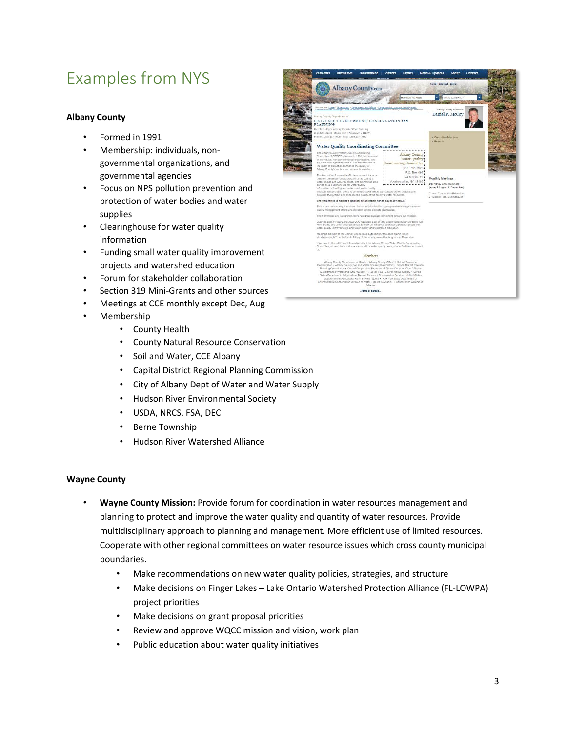# Examples from NYS

**Albany County**

- Formed in 1991
- Membership: individuals, non-governmental organizations, and governmental agencies
- Focus on NPS pollution prevention and protection of water bodies and water supplies
- Clearinghouse for water quality information
- Funding small water quality improvement projects and watershed education
- Forum for stakeholder collaboration
- Section 319 Mini-Grants and other sources
- Meetings at CCE monthly except Dec, Aug
- Membership
  - County Health
  - County Natural Resource Conservation
  - Soil and Water, CCE Albany
  - Capital District Regional Planning Commission
  - City of Albany Dept of Water and Water Supply
  - Hudson River Environmental Society
  - USDA, NRCS, FSA, DEC
  - Berne Township
  - Hudson River Watershed Alliance

**Wayne County**

- **Wayne County Mission:** Provide forum for coordination in water resources management and planning to protect and improve the water quality and quantity of water resources. Provide multidisciplinary approach to planning and management. More efficient use of limited resources. Cooperate with other regional committees on water resource issues which cross county municipal boundaries.
  - Make recommendations on new water quality policies, strategies, and structure
  - Make decisions on Finger Lakes – Lake Ontario Watershed Protection Alliance (FL-LOWPA) project priorities
  - Make decisions on grant proposal priorities
  - Review and approve WQCC mission and vision, work plan
  - Public education about water quality initiatives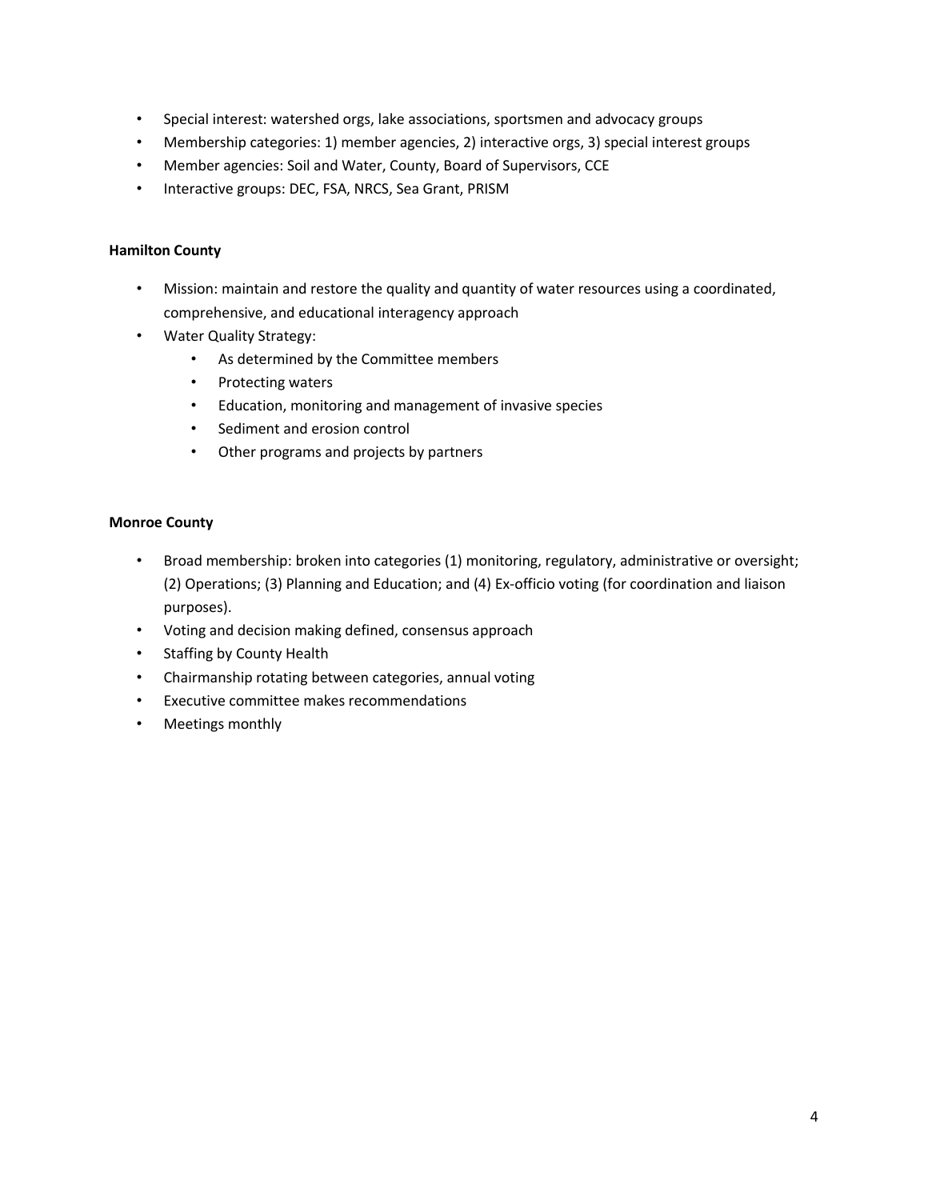- Special interest: watershed orgs, lake associations, sportsmen and advocacy groups
- Membership categories: 1) member agencies, 2) interactive orgs, 3) special interest groups
- Member agencies: Soil and Water, County, Board of Supervisors, CCE
- Interactive groups: DEC, FSA, NRCS, Sea Grant, PRISM

**Hamilton County**

- Mission: maintain and restore the quality and quantity of water resources using a coordinated, comprehensive, and educational interagency approach
- Water Quality Strategy:
  - As determined by the Committee members
  - Protecting waters
  - Education, monitoring and management of invasive species
  - Sediment and erosion control
  - Other programs and projects by partners

**Monroe County**

- Broad membership: broken into categories (1) monitoring, regulatory, administrative or oversight; (2) Operations; (3) Planning and Education; and (4) Ex-officio voting (for coordination and liaison purposes).
- Voting and decision making defined, consensus approach
- Staffing by County Health
- Chairmanship rotating between categories, annual voting
- Executive committee makes recommendations
- Meetings monthly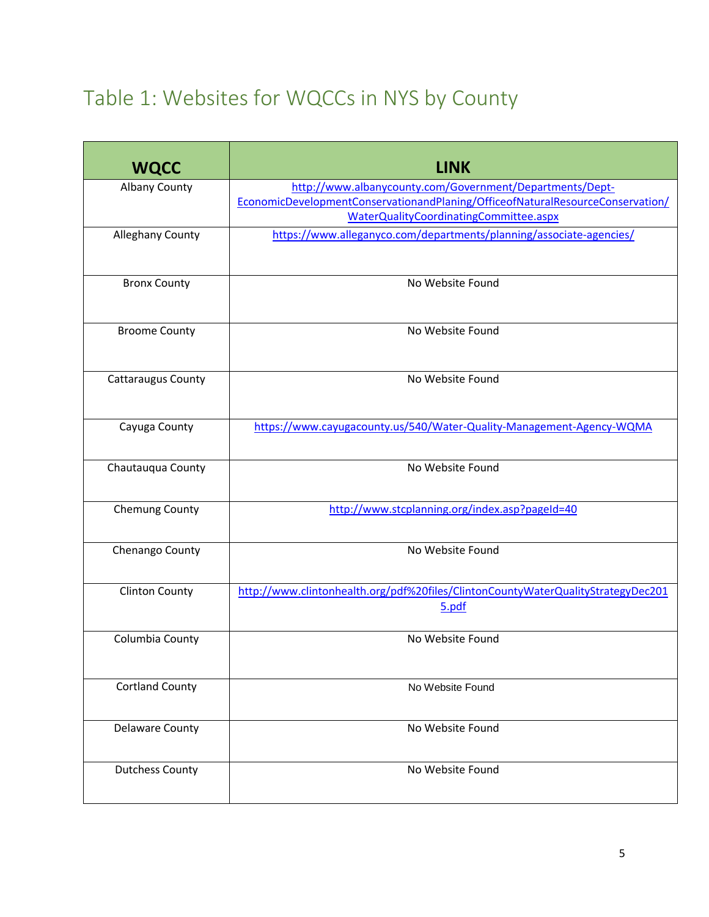## Table 1: Websites for WQCCs in NYS by County

| WQCC | LINK |
|---|---|
| Albany County | http://www.albanycounty.com/Government/Departments/Dept-EconomicDevelopmentConservationandPlaning/OfficeofNaturalResourceConservation/WaterQualityCoordinatingCommittee.aspx |
| Alleghany County | https://www.alleganyco.com/departments/planning/associate-agencies/ |
| Bronx County | No Website Found |
| Broome County | No Website Found |
| Cattaraugus County | No Website Found |
| Cayuga County | https://www.cayugacounty.us/540/Water-Quality-Management-Agency-WQMA |
| Chautauqua County | No Website Found |
| Chemung County | http://www.stcplanning.org/index.asp?pageId=40 |
| Chenango County | No Website Found |
| Clinton County | http://www.clintonhealth.org/pdf%20files/ClintonCountyWaterQualityStrategyDec2015.pdf |
| Columbia County | No Website Found |
| Cortland County | No Website Found |
| Delaware County | No Website Found |
| Dutchess County | No Website Found |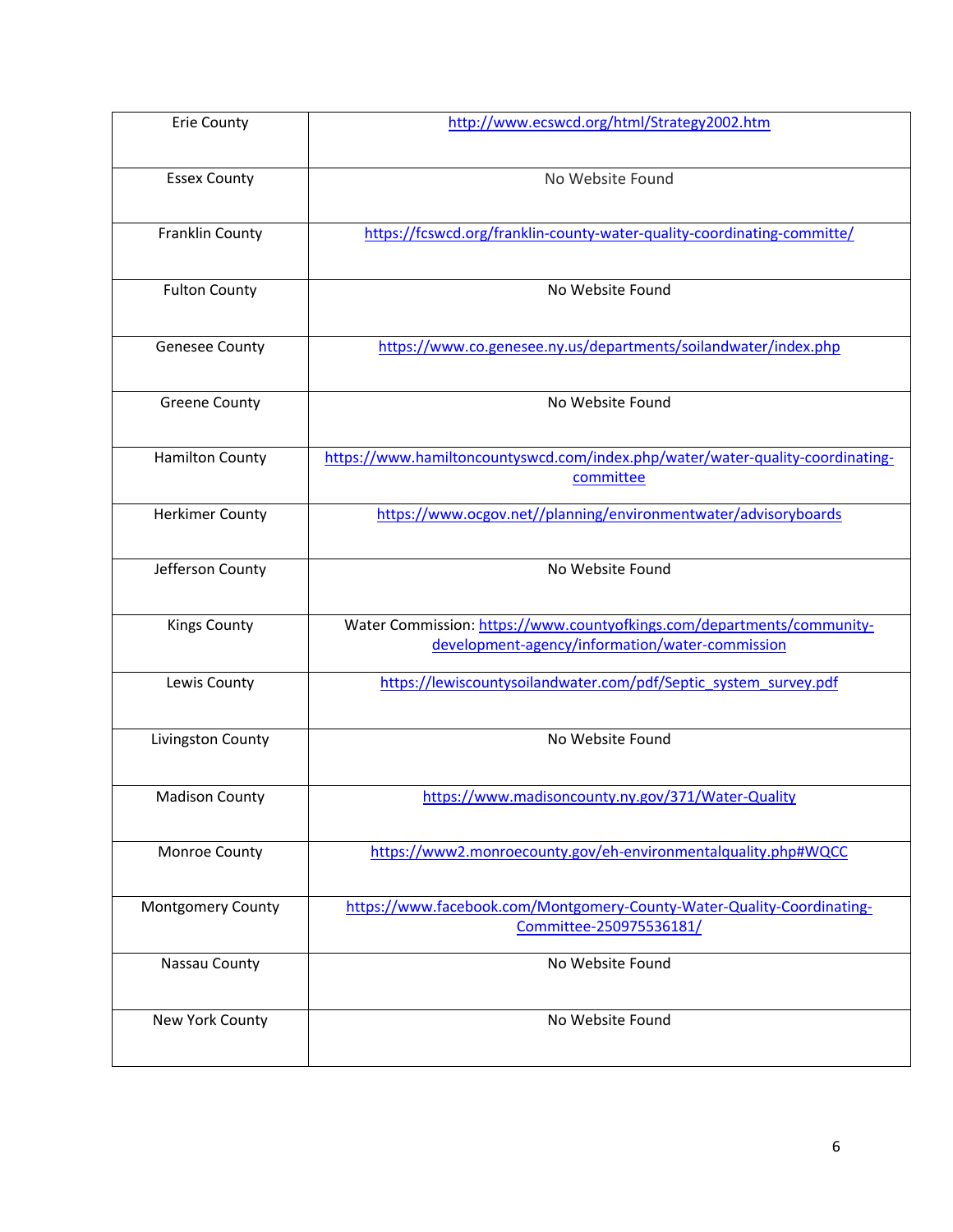| Erie County | http://www.ecswcd.org/html/Strategy2002.htm |
|---|---|
| Essex County | No Website Found |
| Franklin County | https://fcswcd.org/franklin-county-water-quality-coordinating-committe/ |
| Fulton County | No Website Found |
| Genesee County | https://www.co.genesee.ny.us/departments/soilandwater/index.php |
| Greene County | No Website Found |
| Hamilton County | https://www.hamiltoncountyswcd.com/index.php/water/water-quality-coordinating-committee |
| Herkimer County | https://www.ocgov.net//planning/environmentwater/advisoryboards |
| Jefferson County | No Website Found |
| Kings County | Water Commission: https://www.countyofkings.com/departments/community-development-agency/information/water-commission |
| Lewis County | https://lewiscountysoilandwater.com/pdf/Septic_system_survey.pdf |
| Livingston County | No Website Found |
| Madison County | https://www.madisoncounty.ny.gov/371/Water-Quality |
| Monroe County | https://www2.monroecounty.gov/eh-environmentalquality.php#WQCC |
| Montgomery County | https://www.facebook.com/Montgomery-County-Water-Quality-Coordinating-Committee-250975536181/ |
| Nassau County | No Website Found |
| New York County | No Website Found |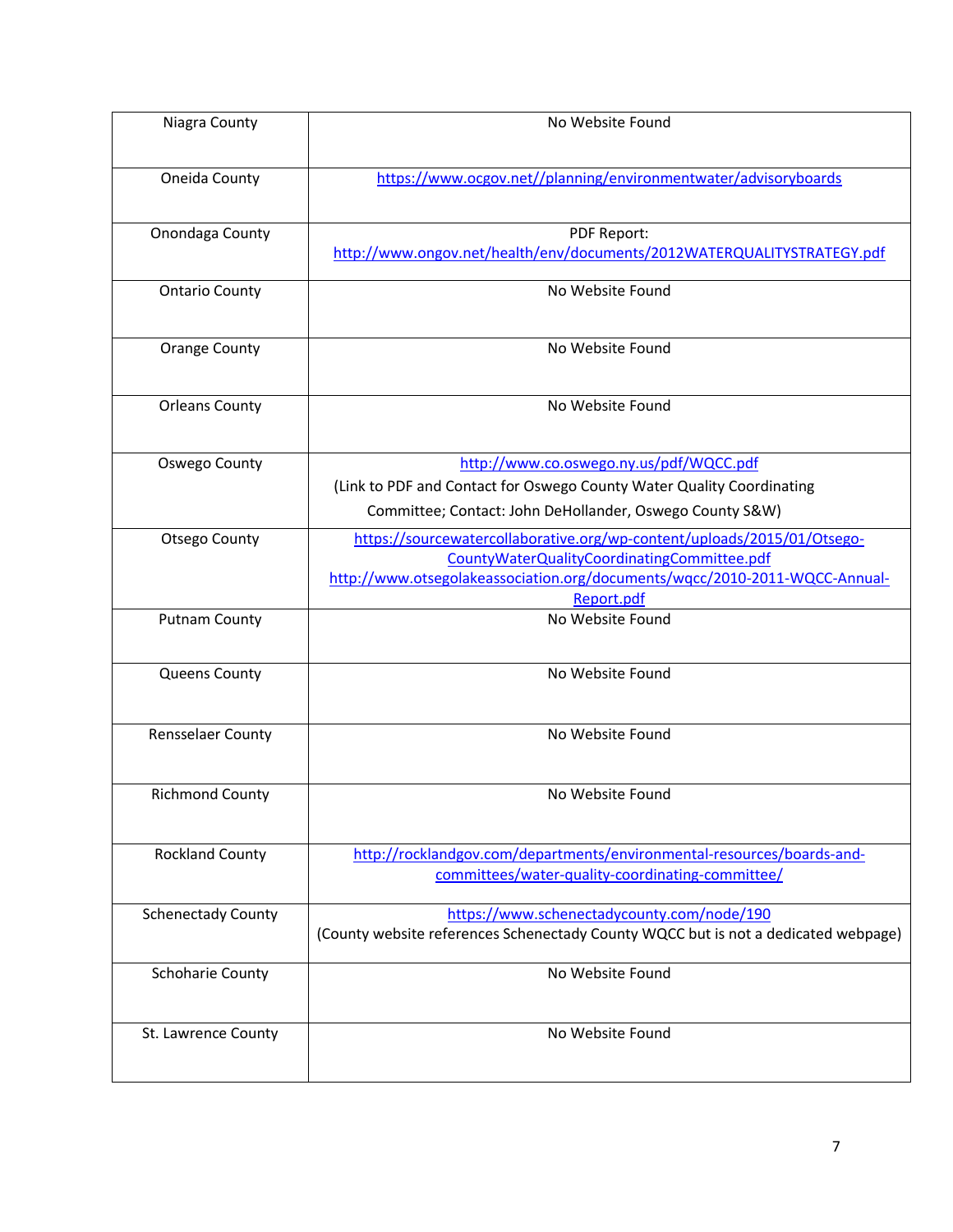| | |
|---|---|
| Niagra County | No Website Found |
| Oneida County | https://www.ocgov.net//planning/environmentwater/advisoryboards |
| Onondaga County | PDF Report: http://www.ongov.net/health/env/documents/2012WATERQUALITYSTRATEGY.pdf |
| Ontario County | No Website Found |
| Orange County | No Website Found |
| Orleans County | No Website Found |
| Oswego County | http://www.co.oswego.ny.us/pdf/WQCC.pdf (Link to PDF and Contact for Oswego County Water Quality Coordinating Committee; Contact: John DeHollander, Oswego County S&W) |
| Otsego County | https://sourcewatercollaborative.org/wp-content/uploads/2015/01/Otsego-CountyWaterQualityCoordinatingCommittee.pdf http://www.otsegolakeassociation.org/documents/wqcc/2010-2011-WQCC-Annual-Report.pdf |
| Putnam County | No Website Found |
| Queens County | No Website Found |
| Rensselaer County | No Website Found |
| Richmond County | No Website Found |
| Rockland County | http://rocklandgov.com/departments/environmental-resources/boards-and-committees/water-quality-coordinating-committee/ |
| Schenectady County | https://www.schenectadycounty.com/node/190 (County website references Schenectady County WQCC but is not a dedicated webpage) |
| Schoharie County | No Website Found |
| St. Lawrence County | No Website Found |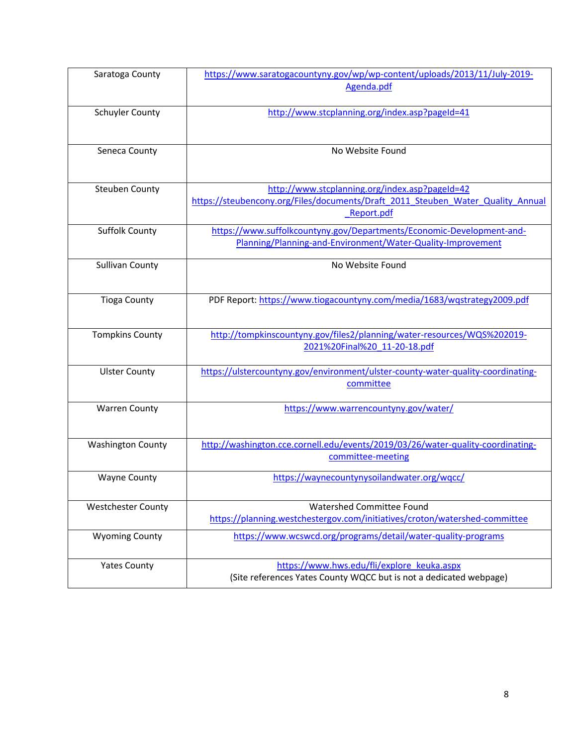| | |
|---|---|
| Saratoga County | https://www.saratogacountyny.gov/wp/wp-content/uploads/2013/11/July-2019-Agenda.pdf |
| Schuyler County | http://www.stcplanning.org/index.asp?pageId=41 |
| Seneca County | No Website Found |
| Steuben County | http://www.stcplanning.org/index.asp?pageId=42 https://steubencony.org/Files/documents/Draft_2011_Steuben_Water_Quality_Annual_Report.pdf |
| Suffolk County | https://www.suffolkcountyny.gov/Departments/Economic-Development-and-Planning/Planning-and-Environment/Water-Quality-Improvement |
| Sullivan County | No Website Found |
| Tioga County | PDF Report: https://www.tiogacountyny.com/media/1683/wqstrategy2009.pdf |
| Tompkins County | http://tompkinscountyny.gov/files2/planning/water-resources/WQS%202019-2021%20Final%20_11-20-18.pdf |
| Ulster County | https://ulstercountyny.gov/environment/ulster-county-water-quality-coordinating-committee |
| Warren County | https://www.warrencountyny.gov/water/ |
| Washington County | http://washington.cce.cornell.edu/events/2019/03/26/water-quality-coordinating-committee-meeting |
| Wayne County | https://waynecountynysoilandwater.org/wqcc/ |
| Westchester County | Watershed Committee Found https://planning.westchestergov.com/initiatives/croton/watershed-committee |
| Wyoming County | https://www.wcswcd.org/programs/detail/water-quality-programs |
| Yates County | https://www.hws.edu/fli/explore_keuka.aspx (Site references Yates County WQCC but is not a dedicated webpage) |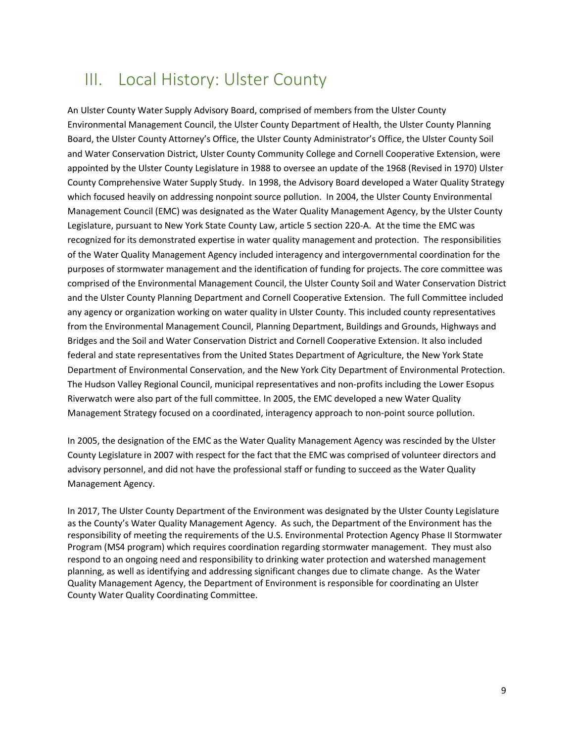# III. Local History: Ulster County

An Ulster County Water Supply Advisory Board, comprised of members from the Ulster County Environmental Management Council, the Ulster County Department of Health, the Ulster County Planning Board, the Ulster County Attorney's Office, the Ulster County Administrator's Office, the Ulster County Soil and Water Conservation District, Ulster County Community College and Cornell Cooperative Extension, were appointed by the Ulster County Legislature in 1988 to oversee an update of the 1968 (Revised in 1970) Ulster County Comprehensive Water Supply Study. In 1998, the Advisory Board developed a Water Quality Strategy which focused heavily on addressing nonpoint source pollution. In 2004, the Ulster County Environmental Management Council (EMC) was designated as the Water Quality Management Agency, by the Ulster County Legislature, pursuant to New York State County Law, article 5 section 220-A. At the time the EMC was recognized for its demonstrated expertise in water quality management and protection. The responsibilities of the Water Quality Management Agency included interagency and intergovernmental coordination for the purposes of stormwater management and the identification of funding for projects. The core committee was comprised of the Environmental Management Council, the Ulster County Soil and Water Conservation District and the Ulster County Planning Department and Cornell Cooperative Extension. The full Committee included any agency or organization working on water quality in Ulster County. This included county representatives from the Environmental Management Council, Planning Department, Buildings and Grounds, Highways and Bridges and the Soil and Water Conservation District and Cornell Cooperative Extension. It also included federal and state representatives from the United States Department of Agriculture, the New York State Department of Environmental Conservation, and the New York City Department of Environmental Protection. The Hudson Valley Regional Council, municipal representatives and non-profits including the Lower Esopus Riverwatch were also part of the full committee. In 2005, the EMC developed a new Water Quality Management Strategy focused on a coordinated, interagency approach to non-point source pollution.

In 2005, the designation of the EMC as the Water Quality Management Agency was rescinded by the Ulster County Legislature in 2007 with respect for the fact that the EMC was comprised of volunteer directors and advisory personnel, and did not have the professional staff or funding to succeed as the Water Quality Management Agency.

In 2017, The Ulster County Department of the Environment was designated by the Ulster County Legislature as the County's Water Quality Management Agency. As such, the Department of the Environment has the responsibility of meeting the requirements of the U.S. Environmental Protection Agency Phase II Stormwater Program (MS4 program) which requires coordination regarding stormwater management. They must also respond to an ongoing need and responsibility to drinking water protection and watershed management planning, as well as identifying and addressing significant changes due to climate change. As the Water Quality Management Agency, the Department of Environment is responsible for coordinating an Ulster County Water Quality Coordinating Committee.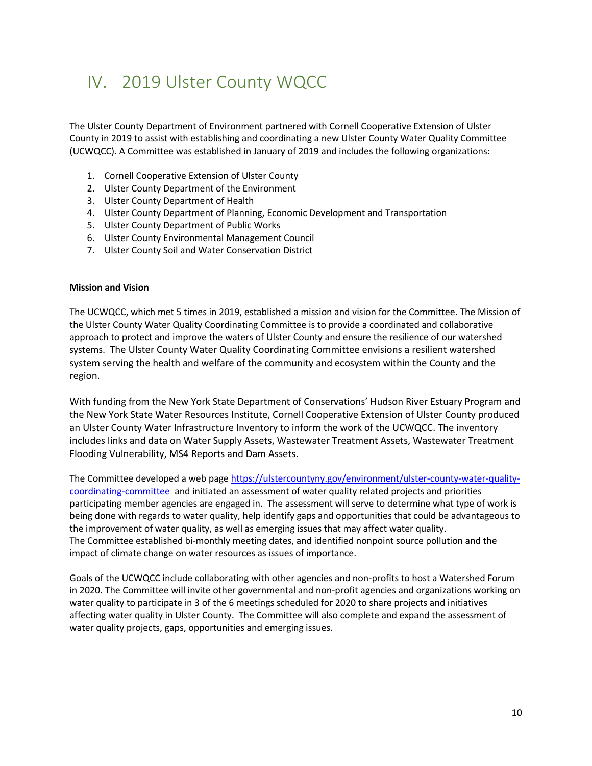# IV. 2019 Ulster County WQCC

The Ulster County Department of Environment partnered with Cornell Cooperative Extension of Ulster County in 2019 to assist with establishing and coordinating a new Ulster County Water Quality Committee (UCWQCC). A Committee was established in January of 2019 and includes the following organizations:

1. Cornell Cooperative Extension of Ulster County
2. Ulster County Department of the Environment
3. Ulster County Department of Health
4. Ulster County Department of Planning, Economic Development and Transportation
5. Ulster County Department of Public Works
6. Ulster County Environmental Management Council
7. Ulster County Soil and Water Conservation District

**Mission and Vision**

The UCWQCC, which met 5 times in 2019, established a mission and vision for the Committee. The Mission of the Ulster County Water Quality Coordinating Committee is to provide a coordinated and collaborative approach to protect and improve the waters of Ulster County and ensure the resilience of our watershed systems. The Ulster County Water Quality Coordinating Committee envisions a resilient watershed system serving the health and welfare of the community and ecosystem within the County and the region.

With funding from the New York State Department of Conservations' Hudson River Estuary Program and the New York State Water Resources Institute, Cornell Cooperative Extension of Ulster County produced an Ulster County Water Infrastructure Inventory to inform the work of the UCWQCC. The inventory includes links and data on Water Supply Assets, Wastewater Treatment Assets, Wastewater Treatment Flooding Vulnerability, MS4 Reports and Dam Assets.

The Committee developed a web page https://ulstercountyny.gov/environment/ulster-county-water-quality-coordinating-committee and initiated an assessment of water quality related projects and priorities participating member agencies are engaged in. The assessment will serve to determine what type of work is being done with regards to water quality, help identify gaps and opportunities that could be advantageous to the improvement of water quality, as well as emerging issues that may affect water quality. The Committee established bi-monthly meeting dates, and identified nonpoint source pollution and the impact of climate change on water resources as issues of importance.

Goals of the UCWQCC include collaborating with other agencies and non-profits to host a Watershed Forum in 2020. The Committee will invite other governmental and non-profit agencies and organizations working on water quality to participate in 3 of the 6 meetings scheduled for 2020 to share projects and initiatives affecting water quality in Ulster County. The Committee will also complete and expand the assessment of water quality projects, gaps, opportunities and emerging issues.